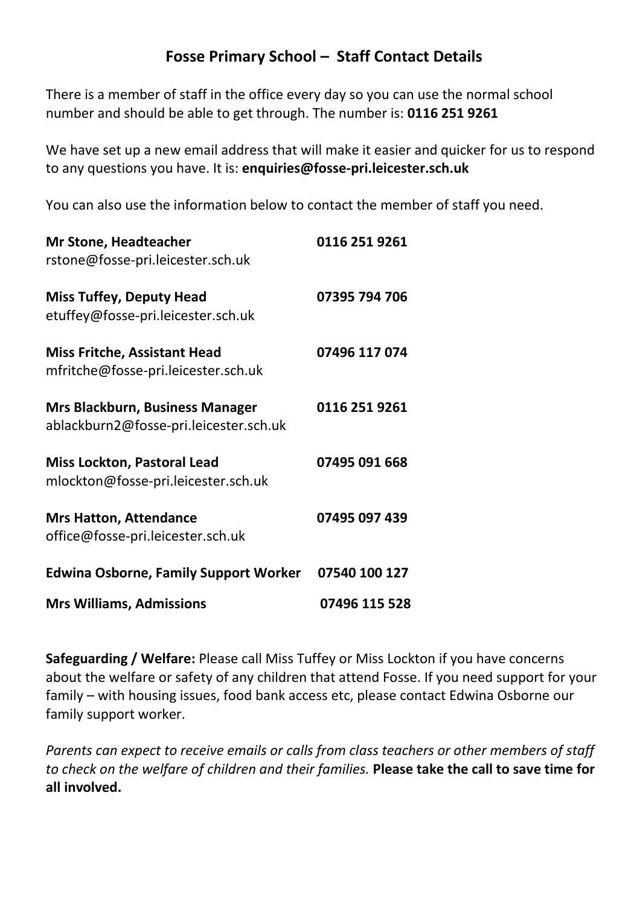# Fosse Primary School – Staff Contact Details

There is a member of staff in the office every day so you can use the normal school number and should be able to get through. The number is: **0116 251 9261**

We have set up a new email address that will make it easier and quicker for us to respond to any questions you have. It is: **enquiries@fosse-pri.leicester.sch.uk**

You can also use the information below to contact the member of staff you need.

**Mr Stone, Headteacher** **0116 251 9261**
rstone@fosse-pri.leicester.sch.uk

**Miss Tuffey, Deputy Head** **07395 794 706**
etuffey@fosse-pri.leicester.sch.uk

**Miss Fritche, Assistant Head** **07496 117 074**
mfritche@fosse-pri.leicester.sch.uk

**Mrs Blackburn, Business Manager** **0116 251 9261**
ablackburn2@fosse-pri.leicester.sch.uk

**Miss Lockton, Pastoral Lead** **07495 091 668**
mlockton@fosse-pri.leicester.sch.uk

**Mrs Hatton, Attendance** **07495 097 439**
office@fosse-pri.leicester.sch.uk

**Edwina Osborne, Family Support Worker** **07540 100 127**

**Mrs Williams, Admissions** **07496 115 528**

**Safeguarding / Welfare:** Please call Miss Tuffey or Miss Lockton if you have concerns about the welfare or safety of any children that attend Fosse. If you need support for your family – with housing issues, food bank access etc, please contact Edwina Osborne our family support worker.

*Parents can expect to receive emails or calls from class teachers or other members of staff to check on the welfare of children and their families.* **Please take the call to save time for all involved.**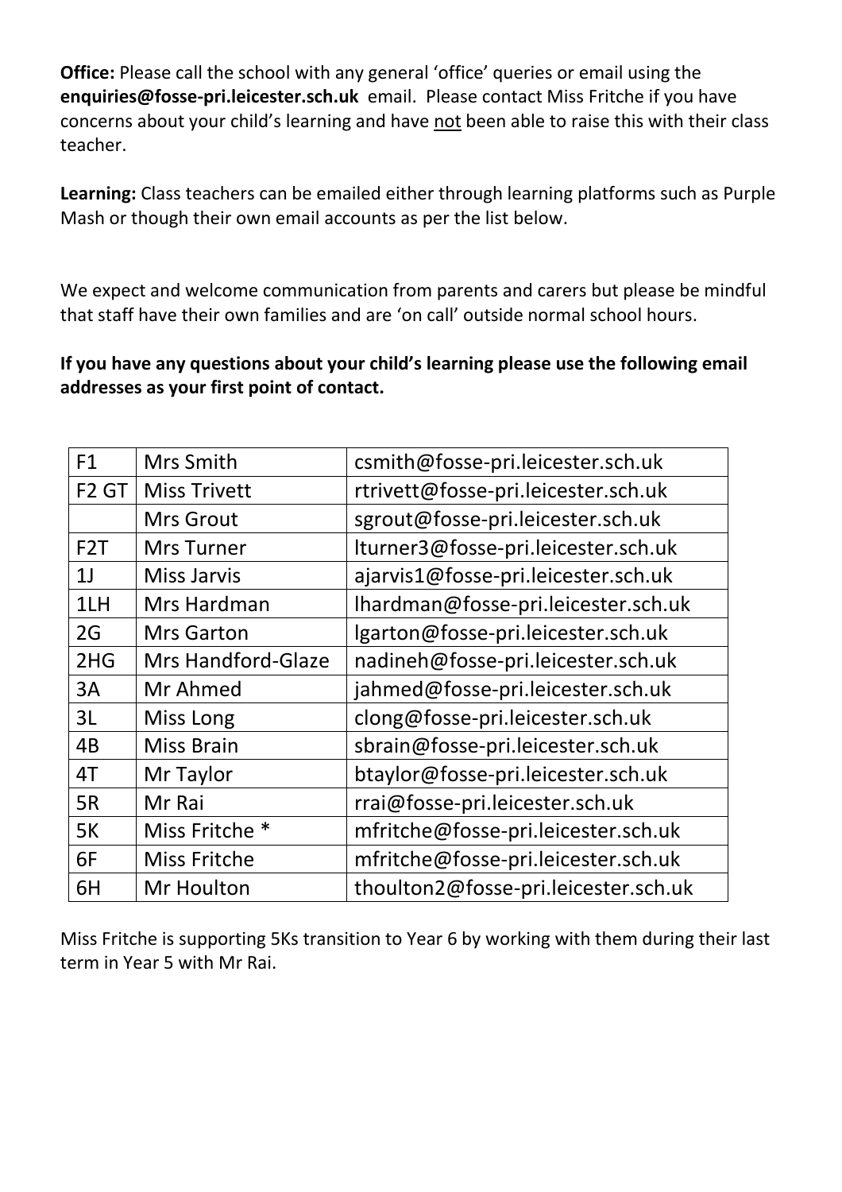**Office:** Please call the school with any general 'office' queries or email using the **enquiries@fosse-pri.leicester.sch.uk** email. Please contact Miss Fritche if you have concerns about your child's learning and have not been able to raise this with their class teacher.

**Learning:** Class teachers can be emailed either through learning platforms such as Purple Mash or though their own email accounts as per the list below.

We expect and welcome communication from parents and carers but please be mindful that staff have their own families and are 'on call' outside normal school hours.

**If you have any questions about your child's learning please use the following email addresses as your first point of contact.**

| | | |
|---|---|---|
| F1 | Mrs Smith | csmith@fosse-pri.leicester.sch.uk |
| F2 GT | Miss Trivett | rtrivett@fosse-pri.leicester.sch.uk |
| | Mrs Grout | sgrout@fosse-pri.leicester.sch.uk |
| F2T | Mrs Turner | lturner3@fosse-pri.leicester.sch.uk |
| 1J | Miss Jarvis | ajarvis1@fosse-pri.leicester.sch.uk |
| 1LH | Mrs Hardman | lhardman@fosse-pri.leicester.sch.uk |
| 2G | Mrs Garton | lgarton@fosse-pri.leicester.sch.uk |
| 2HG | Mrs Handford-Glaze | nadineh@fosse-pri.leicester.sch.uk |
| 3A | Mr Ahmed | jahmed@fosse-pri.leicester.sch.uk |
| 3L | Miss Long | clong@fosse-pri.leicester.sch.uk |
| 4B | Miss Brain | sbrain@fosse-pri.leicester.sch.uk |
| 4T | Mr Taylor | btaylor@fosse-pri.leicester.sch.uk |
| 5R | Mr Rai | rrai@fosse-pri.leicester.sch.uk |
| 5K | Miss Fritche * | mfritche@fosse-pri.leicester.sch.uk |
| 6F | Miss Fritche | mfritche@fosse-pri.leicester.sch.uk |
| 6H | Mr Houlton | thoulton2@fosse-pri.leicester.sch.uk |

Miss Fritche is supporting 5Ks transition to Year 6 by working with them during their last term in Year 5 with Mr Rai.